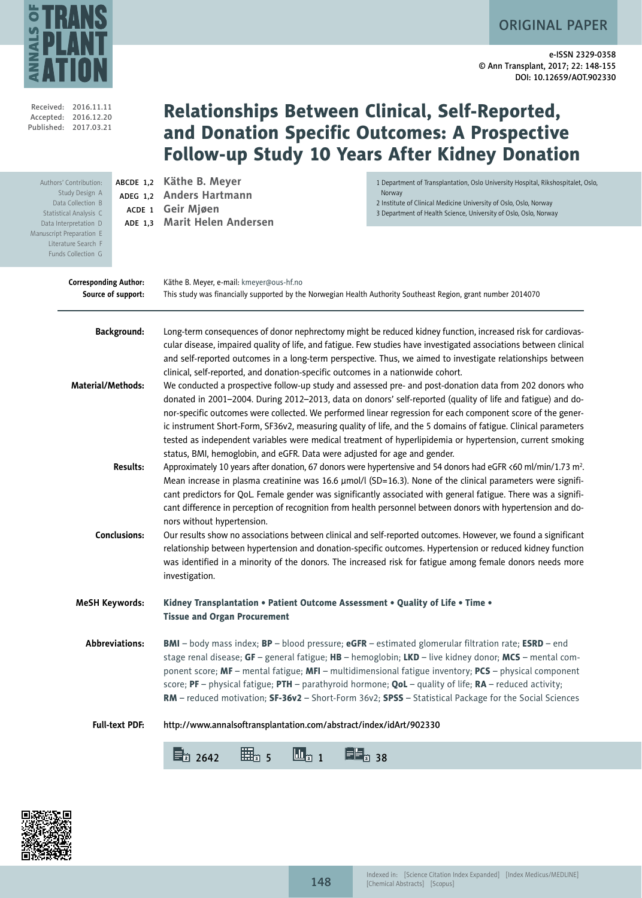ORIGINAL PAPER

e-ISSN 2329-0358
© Ann Transplant, 2017; 22: 148-155
DOI: 10.12659/AOT.902330

Received: 2016.11.11
Accepted: 2016.12.20
Published: 2017.03.21

# Relationships Between Clinical, Self-Reported, and Donation Specific Outcomes: A Prospective Follow-up Study 10 Years After Kidney Donation

Authors' Contribution:
Study Design A
Data Collection B
Statistical Analysis C
Data Interpretation D
Manuscript Preparation E
Literature Search F
Funds Collection G

ABCDE 1,2 **Käthe B. Meyer**
ADEG 1,2 **Anders Hartmann**
ACDE 1 **Geir Mjøen**
ADE 1,3 **Marit Helen Andersen**

1 Department of Transplantation, Oslo University Hospital, Rikshospitalet, Oslo, Norway
2 Institute of Clinical Medicine University of Oslo, Oslo, Norway
3 Department of Health Science, University of Oslo, Oslo, Norway

**Corresponding Author:** Käthe B. Meyer, e-mail: kmeyer@ous-hf.no
**Source of support:** This study was financially supported by the Norwegian Health Authority Southeast Region, grant number 2014070

**Background:** Long-term consequences of donor nephrectomy might be reduced kidney function, increased risk for cardiovascular disease, impaired quality of life, and fatigue. Few studies have investigated associations between clinical and self-reported outcomes in a long-term perspective. Thus, we aimed to investigate relationships between clinical, self-reported, and donation-specific outcomes in a nationwide cohort.

**Material/Methods:** We conducted a prospective follow-up study and assessed pre- and post-donation data from 202 donors who donated in 2001–2004. During 2012–2013, data on donors' self-reported (quality of life and fatigue) and donor-specific outcomes were collected. We performed linear regression for each component score of the generic instrument Short-Form, SF36v2, measuring quality of life, and the 5 domains of fatigue. Clinical parameters tested as independent variables were medical treatment of hyperlipidemia or hypertension, current smoking status, BMI, hemoglobin, and eGFR. Data were adjusted for age and gender.

**Results:** Approximately 10 years after donation, 67 donors were hypertensive and 54 donors had eGFR <60 ml/min/1.73 m$^2$. Mean increase in plasma creatinine was 16.6 µmol/l (SD=16.3). None of the clinical parameters were significant predictors for QoL. Female gender was significantly associated with general fatigue. There was a significant difference in perception of recognition from health personnel between donors with hypertension and donors without hypertension.

**Conclusions:** Our results show no associations between clinical and self-reported outcomes. However, we found a significant relationship between hypertension and donation-specific outcomes. Hypertension or reduced kidney function was identified in a minority of the donors. The increased risk for fatigue among female donors needs more investigation.

**MeSH Keywords:** **Kidney Transplantation • Patient Outcome Assessment • Quality of Life • Time • Tissue and Organ Procurement**

**Abbreviations:** **BMI** – body mass index; **BP** – blood pressure; **eGFR** – estimated glomerular filtration rate; **ESRD** – end stage renal disease; **GF** – general fatigue; **HB** – hemoglobin; **LKD** – live kidney donor; **MCS** – mental component score; **MF** – mental fatigue; **MFI** – multidimensional fatigue inventory; **PCS** – physical component score; **PF** – physical fatigue; **PTH** – parathyroid hormone; **QoL** – quality of life; **RA** – reduced activity; **RM** – reduced motivation; **SF-36v2** – Short-Form 36v2; **SPSS** – Statistical Package for the Social Sciences

**Full-text PDF:** http://www.annalsoftransplantation.com/abstract/index/idArt/902330

2642 5 1 38

Indexed in: [Science Citation Index Expanded] [Index Medicus/MEDLINE] [Chemical Abstracts] [Scopus]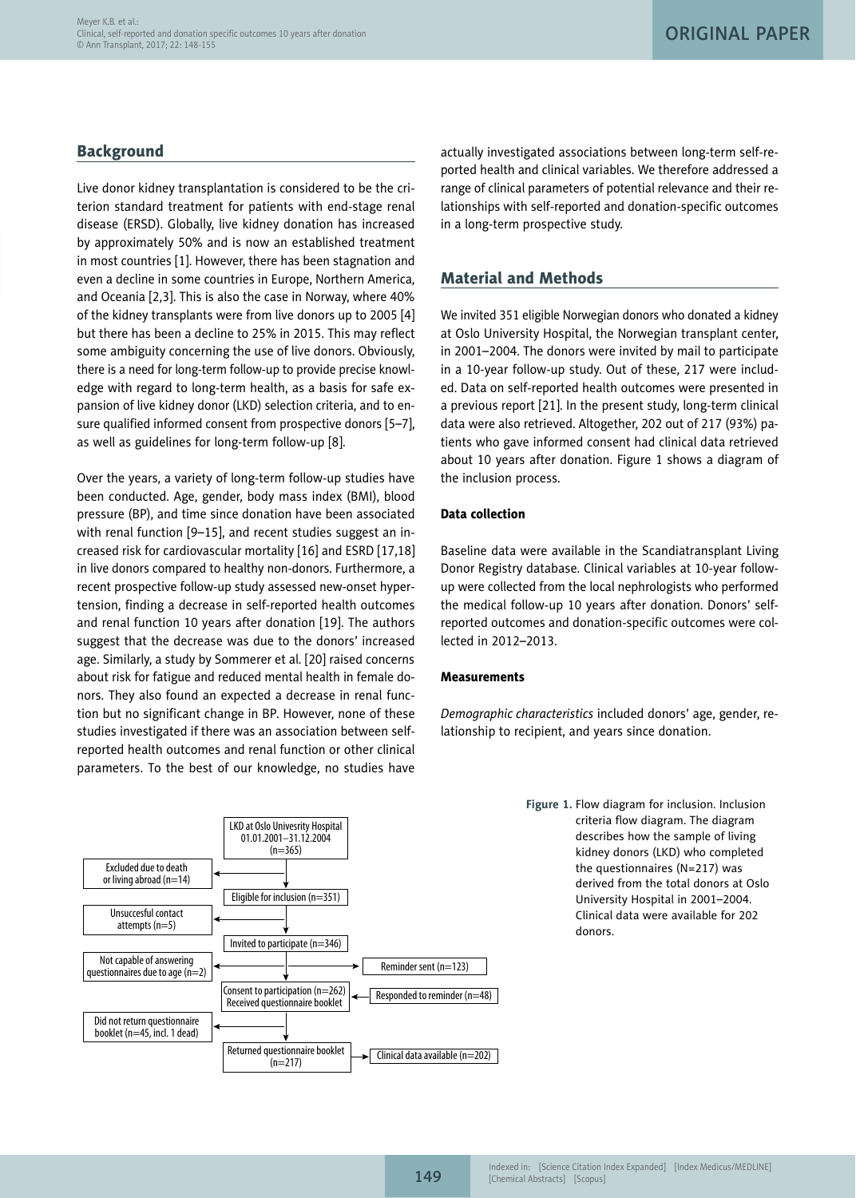## Background

Live donor kidney transplantation is considered to be the criterion standard treatment for patients with end-stage renal disease (ERSD). Globally, live kidney donation has increased by approximately 50% and is now an established treatment in most countries [1]. However, there has been stagnation and even a decline in some countries in Europe, Northern America, and Oceania [2,3]. This is also the case in Norway, where 40% of the kidney transplants were from live donors up to 2005 [4] but there has been a decline to 25% in 2015. This may reflect some ambiguity concerning the use of live donors. Obviously, there is a need for long-term follow-up to provide precise knowledge with regard to long-term health, as a basis for safe expansion of live kidney donor (LKD) selection criteria, and to ensure qualified informed consent from prospective donors [5–7], as well as guidelines for long-term follow-up [8].

Over the years, a variety of long-term follow-up studies have been conducted. Age, gender, body mass index (BMI), blood pressure (BP), and time since donation have been associated with renal function [9–15], and recent studies suggest an increased risk for cardiovascular mortality [16] and ESRD [17,18] in live donors compared to healthy non-donors. Furthermore, a recent prospective follow-up study assessed new-onset hypertension, finding a decrease in self-reported health outcomes and renal function 10 years after donation [19]. The authors suggest that the decrease was due to the donors' increased age. Similarly, a study by Sommerer et al. [20] raised concerns about risk for fatigue and reduced mental health in female donors. They also found an expected a decrease in renal function but no significant change in BP. However, none of these studies investigated if there was an association between self-reported health outcomes and renal function or other clinical parameters. To the best of our knowledge, no studies have actually investigated associations between long-term self-reported health and clinical variables. We therefore addressed a range of clinical parameters of potential relevance and their relationships with self-reported and donation-specific outcomes in a long-term prospective study.

## Material and Methods

We invited 351 eligible Norwegian donors who donated a kidney at Oslo University Hospital, the Norwegian transplant center, in 2001–2004. The donors were invited by mail to participate in a 10-year follow-up study. Out of these, 217 were included. Data on self-reported health outcomes were presented in a previous report [21]. In the present study, long-term clinical data were also retrieved. Altogether, 202 out of 217 (93%) patients who gave informed consent had clinical data retrieved about 10 years after donation. Figure 1 shows a diagram of the inclusion process.

### Data collection

Baseline data were available in the Scandiatransplant Living Donor Registry database. Clinical variables at 10-year follow-up were collected from the local nephrologists who performed the medical follow-up 10 years after donation. Donors' self-reported outcomes and donation-specific outcomes were collected in 2012–2013.

### Measurements

*Demographic characteristics* included donors' age, gender, relationship to recipient, and years since donation.

LKD at Oslo Univesrity Hospital 01.01.2001–31.12.2004 (n=365)

Excluded due to death or living abroad (n=14)

Eligible for inclusion (n=351)

Unsuccesful contact attempts (n=5)

Invited to participate (n=346)

Not capable of answering questionnaires due to age (n=2)

Reminder sent (n=123)

Consent to participation (n=262) Received questionnaire booklet

Responded to reminder (n=48)

Did not return questionnaire booklet (n=45, incl. 1 dead)

Returned questionnaire booklet (n=217)

Clinical data available (n=202)

**Figure 1.** Flow diagram for inclusion. Inclusion criteria flow diagram. The diagram describes how the sample of living kidney donors (LKD) who completed the questionnaires (N=217) was derived from the total donors at Oslo University Hospital in 2001–2004. Clinical data were available for 202 donors.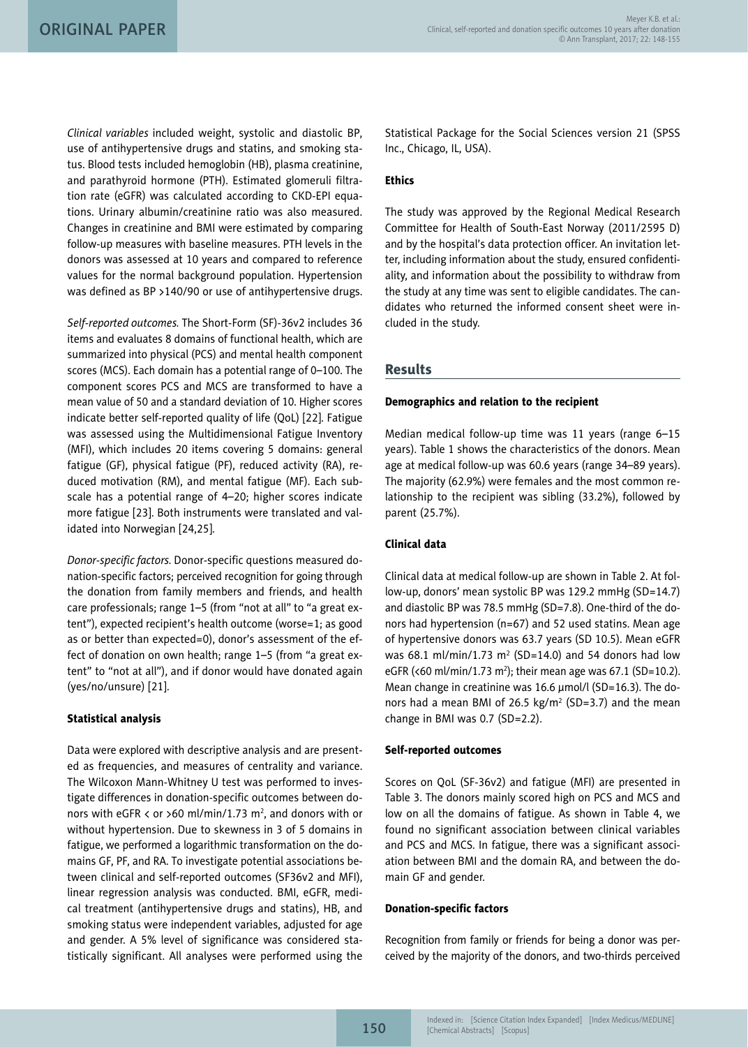*Clinical variables* included weight, systolic and diastolic BP, use of antihypertensive drugs and statins, and smoking status. Blood tests included hemoglobin (HB), plasma creatinine, and parathyroid hormone (PTH). Estimated glomeruli filtration rate (eGFR) was calculated according to CKD-EPI equations. Urinary albumin/creatinine ratio was also measured. Changes in creatinine and BMI were estimated by comparing follow-up measures with baseline measures. PTH levels in the donors was assessed at 10 years and compared to reference values for the normal background population. Hypertension was defined as BP >140/90 or use of antihypertensive drugs.

*Self-reported outcomes.* The Short-Form (SF)-36v2 includes 36 items and evaluates 8 domains of functional health, which are summarized into physical (PCS) and mental health component scores (MCS). Each domain has a potential range of 0–100. The component scores PCS and MCS are transformed to have a mean value of 50 and a standard deviation of 10. Higher scores indicate better self-reported quality of life (QoL) [22]. Fatigue was assessed using the Multidimensional Fatigue Inventory (MFI), which includes 20 items covering 5 domains: general fatigue (GF), physical fatigue (PF), reduced activity (RA), reduced motivation (RM), and mental fatigue (MF). Each subscale has a potential range of 4–20; higher scores indicate more fatigue [23]. Both instruments were translated and validated into Norwegian [24,25].

*Donor-specific factors.* Donor-specific questions measured donation-specific factors; perceived recognition for going through the donation from family members and friends, and health care professionals; range 1–5 (from "not at all" to "a great extent"), expected recipient's health outcome (worse=1; as good as or better than expected=0), donor's assessment of the effect of donation on own health; range 1–5 (from "a great extent" to "not at all"), and if donor would have donated again (yes/no/unsure) [21].

### Statistical analysis

Data were explored with descriptive analysis and are presented as frequencies, and measures of centrality and variance. The Wilcoxon Mann-Whitney U test was performed to investigate differences in donation-specific outcomes between donors with eGFR < or >60 ml/min/1.73 m$^2$, and donors with or without hypertension. Due to skewness in 3 of 5 domains in fatigue, we performed a logarithmic transformation on the domains GF, PF, and RA. To investigate potential associations between clinical and self-reported outcomes (SF36v2 and MFI), linear regression analysis was conducted. BMI, eGFR, medical treatment (antihypertensive drugs and statins), HB, and smoking status were independent variables, adjusted for age and gender. A 5% level of significance was considered statistically significant. All analyses were performed using the Statistical Package for the Social Sciences version 21 (SPSS Inc., Chicago, IL, USA).

### Ethics

The study was approved by the Regional Medical Research Committee for Health of South-East Norway (2011/2595 D) and by the hospital's data protection officer. An invitation letter, including information about the study, ensured confidentiality, and information about the possibility to withdraw from the study at any time was sent to eligible candidates. The candidates who returned the informed consent sheet were included in the study.

## Results

### Demographics and relation to the recipient

Median medical follow-up time was 11 years (range 6–15 years). Table 1 shows the characteristics of the donors. Mean age at medical follow-up was 60.6 years (range 34–89 years). The majority (62.9%) were females and the most common relationship to the recipient was sibling (33.2%), followed by parent (25.7%).

### Clinical data

Clinical data at medical follow-up are shown in Table 2. At follow-up, donors' mean systolic BP was 129.2 mmHg (SD=14.7) and diastolic BP was 78.5 mmHg (SD=7.8). One-third of the donors had hypertension (n=67) and 52 used statins. Mean age of hypertensive donors was 63.7 years (SD 10.5). Mean eGFR was 68.1 ml/min/1.73 m$^2$ (SD=14.0) and 54 donors had low eGFR (<60 ml/min/1.73 m$^2$); their mean age was 67.1 (SD=10.2). Mean change in creatinine was 16.6 µmol/l (SD=16.3). The donors had a mean BMI of 26.5 kg/m$^2$ (SD=3.7) and the mean change in BMI was 0.7 (SD=2.2).

### Self-reported outcomes

Scores on QoL (SF-36v2) and fatigue (MFI) are presented in Table 3. The donors mainly scored high on PCS and MCS and low on all the domains of fatigue. As shown in Table 4, we found no significant association between clinical variables and PCS and MCS. In fatigue, there was a significant association between BMI and the domain RA, and between the domain GF and gender.

### Donation-specific factors

Recognition from family or friends for being a donor was perceived by the majority of the donors, and two-thirds perceived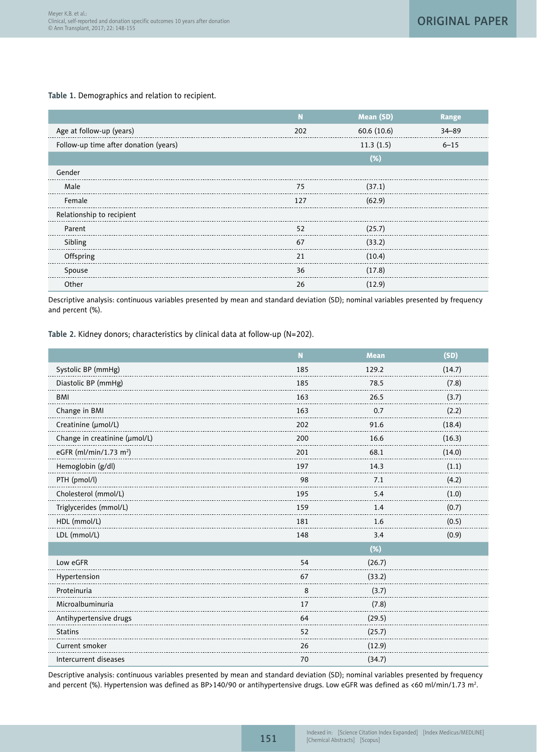**Table 1.** Demographics and relation to recipient.

| | N | Mean (SD) | Range |
|---|---|---|---|
| Age at follow-up (years) | 202 | 60.6 (10.6) | 34–89 |
| Follow-up time after donation (years) | | 11.3 (1.5) | 6–15 |
| | | (%) | |
| Gender | | | |
| Male | 75 | (37.1) | |
| Female | 127 | (62.9) | |
| Relationship to recipient | | | |
| Parent | 52 | (25.7) | |
| Sibling | 67 | (33.2) | |
| Offspring | 21 | (10.4) | |
| Spouse | 36 | (17.8) | |
| Other | 26 | (12.9) | |

Descriptive analysis: continuous variables presented by mean and standard deviation (SD); nominal variables presented by frequency and percent (%).

**Table 2.** Kidney donors; characteristics by clinical data at follow-up (N=202).

| | N | Mean | (SD) |
|---|---|---|---|
| Systolic BP (mmHg) | 185 | 129.2 | (14.7) |
| Diastolic BP (mmHg) | 185 | 78.5 | (7.8) |
| BMI | 163 | 26.5 | (3.7) |
| Change in BMI | 163 | 0.7 | (2.2) |
| Creatinine (μmol/L) | 202 | 91.6 | (18.4) |
| Change in creatinine (μmol/L) | 200 | 16.6 | (16.3) |
| eGFR (ml/min/1.73 $m^2$) | 201 | 68.1 | (14.0) |
| Hemoglobin (g/dl) | 197 | 14.3 | (1.1) |
| PTH (pmol/l) | 98 | 7.1 | (4.2) |
| Cholesterol (mmol/L) | 195 | 5.4 | (1.0) |
| Triglycerides (mmol/L) | 159 | 1.4 | (0.7) |
| HDL (mmol/L) | 181 | 1.6 | (0.5) |
| LDL (mmol/L) | 148 | 3.4 | (0.9) |
| | | (%) | |
| Low eGFR | 54 | (26.7) | |
| Hypertension | 67 | (33.2) | |
| Proteinuria | 8 | (3.7) | |
| Microalbuminuria | 17 | (7.8) | |
| Antihypertensive drugs | 64 | (29.5) | |
| Statins | 52 | (25.7) | |
| Current smoker | 26 | (12.9) | |
| Intercurrent diseases | 70 | (34.7) | |

Descriptive analysis: continuous variables presented by mean and standard deviation (SD); nominal variables presented by frequency and percent (%). Hypertension was defined as BP>140/90 or antihypertensive drugs. Low eGFR was defined as <60 ml/min/1.73 $m^2$.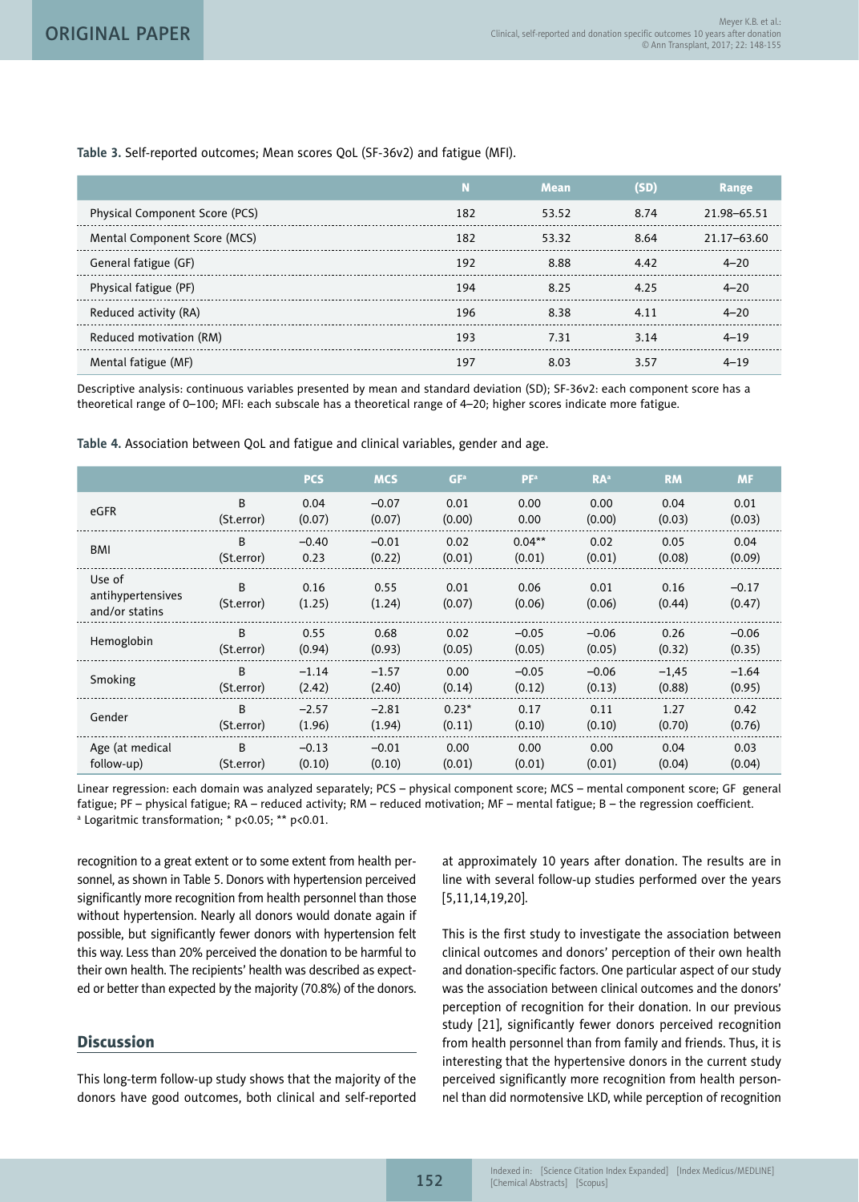**Table 3.** Self-reported outcomes; Mean scores QoL (SF-36v2) and fatigue (MFI).

| | N | Mean | (SD) | Range |
|---|---|---|---|---|
| Physical Component Score (PCS) | 182 | 53.52 | 8.74 | 21.98–65.51 |
| Mental Component Score (MCS) | 182 | 53.32 | 8.64 | 21.17–63.60 |
| General fatigue (GF) | 192 | 8.88 | 4.42 | 4–20 |
| Physical fatigue (PF) | 194 | 8.25 | 4.25 | 4–20 |
| Reduced activity (RA) | 196 | 8.38 | 4.11 | 4–20 |
| Reduced motivation (RM) | 193 | 7.31 | 3.14 | 4–19 |
| Mental fatigue (MF) | 197 | 8.03 | 3.57 | 4–19 |

Descriptive analysis: continuous variables presented by mean and standard deviation (SD); SF-36v2: each component score has a theoretical range of 0–100; MFI: each subscale has a theoretical range of 4–20; higher scores indicate more fatigue.

**Table 4.** Association between QoL and fatigue and clinical variables, gender and age.

| | | PCS | MCS | GF[a] | PF[a] | RA[a] | RM | MF |
|---|---|---|---|---|---|---|---|---|
| eGFR | B<br>(St.error) | 0.04<br>(0.07) | −0.07<br>(0.07) | 0.01<br>(0.00) | 0.00<br>0.00 | 0.00<br>(0.00) | 0.04<br>(0.03) | 0.01<br>(0.03) |
| BMI | B<br>(St.error) | −0.40<br>0.23 | −0.01<br>(0.22) | 0.02<br>(0.01) | 0.04**<br>(0.01) | 0.02<br>(0.01) | 0.05<br>(0.08) | 0.04<br>(0.09) |
| Use of antihypertensives and/or statins | B<br>(St.error) | 0.16<br>(1.25) | 0.55<br>(1.24) | 0.01<br>(0.07) | 0.06<br>(0.06) | 0.01<br>(0.06) | 0.16<br>(0.44) | −0.17<br>(0.47) |
| Hemoglobin | B<br>(St.error) | 0.55<br>(0.94) | 0.68<br>(0.93) | 0.02<br>(0.05) | −0.05<br>(0.05) | −0.06<br>(0.05) | 0.26<br>(0.32) | −0.06<br>(0.35) |
| Smoking | B<br>(St.error) | −1.14<br>(2.42) | −1.57<br>(2.40) | 0.00<br>(0.14) | −0.05<br>(0.12) | −0.06<br>(0.13) | −1,45<br>(0.88) | −1.64<br>(0.95) |
| Gender | B<br>(St.error) | −2.57<br>(1.96) | −2.81<br>(1.94) | 0.23*<br>(0.11) | 0.17<br>(0.10) | 0.11<br>(0.10) | 1.27<br>(0.70) | 0.42<br>(0.76) |
| Age (at medical follow-up) | B<br>(St.error) | −0.13<br>(0.10) | −0.01<br>(0.10) | 0.00<br>(0.01) | 0.00<br>(0.01) | 0.00<br>(0.01) | 0.04<br>(0.04) | 0.03<br>(0.04) |

Linear regression: each domain was analyzed separately; PCS – physical component score; MCS – mental component score; GF general fatigue; PF – physical fatigue; RA – reduced activity; RM – reduced motivation; MF – mental fatigue; B – the regression coefficient.
[a] Logaritmic transformation; * $p<0.05$; ** $p<0.01$.

recognition to a great extent or to some extent from health personnel, as shown in Table 5. Donors with hypertension perceived significantly more recognition from health personnel than those without hypertension. Nearly all donors would donate again if possible, but significantly fewer donors with hypertension felt this way. Less than 20% perceived the donation to be harmful to their own health. The recipients' health was described as expected or better than expected by the majority (70.8%) of the donors.

## Discussion

This long-term follow-up study shows that the majority of the donors have good outcomes, both clinical and self-reported at approximately 10 years after donation. The results are in line with several follow-up studies performed over the years [5,11,14,19,20].

This is the first study to investigate the association between clinical outcomes and donors' perception of their own health and donation-specific factors. One particular aspect of our study was the association between clinical outcomes and the donors' perception of recognition for their donation. In our previous study [21], significantly fewer donors perceived recognition from health personnel than from family and friends. Thus, it is interesting that the hypertensive donors in the current study perceived significantly more recognition from health personnel than did normotensive LKD, while perception of recognition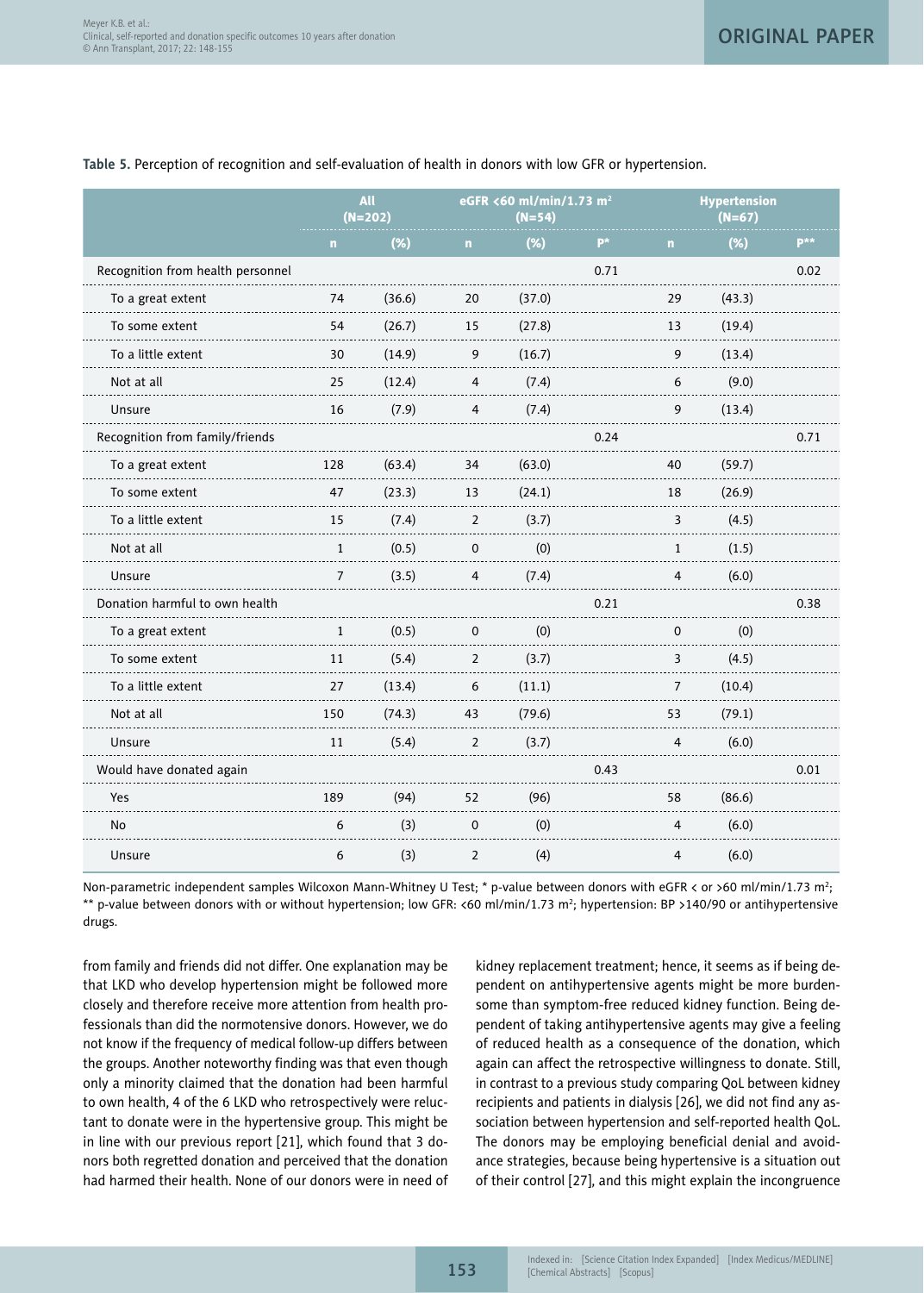**Table 5.** Perception of recognition and self-evaluation of health in donors with low GFR or hypertension.

| | All (N=202) | | eGFR <60 ml/min/1.73 m$^2$ (N=54) | | | Hypertension (N=67) | | |
|---|---|---|---|---|---|---|---|---|
| | n | (%) | n | (%) | P* | n | (%) | P** |
| Recognition from health personnel | | | | | 0.71 | | | 0.02 |
| To a great extent | 74 | (36.6) | 20 | (37.0) | | 29 | (43.3) | |
| To some extent | 54 | (26.7) | 15 | (27.8) | | 13 | (19.4) | |
| To a little extent | 30 | (14.9) | 9 | (16.7) | | 9 | (13.4) | |
| Not at all | 25 | (12.4) | 4 | (7.4) | | 6 | (9.0) | |
| Unsure | 16 | (7.9) | 4 | (7.4) | | 9 | (13.4) | |
| Recognition from family/friends | | | | | 0.24 | | | 0.71 |
| To a great extent | 128 | (63.4) | 34 | (63.0) | | 40 | (59.7) | |
| To some extent | 47 | (23.3) | 13 | (24.1) | | 18 | (26.9) | |
| To a little extent | 15 | (7.4) | 2 | (3.7) | | 3 | (4.5) | |
| Not at all | 1 | (0.5) | 0 | (0) | | 1 | (1.5) | |
| Unsure | 7 | (3.5) | 4 | (7.4) | | 4 | (6.0) | |
| Donation harmful to own health | | | | | 0.21 | | | 0.38 |
| To a great extent | 1 | (0.5) | 0 | (0) | | 0 | (0) | |
| To some extent | 11 | (5.4) | 2 | (3.7) | | 3 | (4.5) | |
| To a little extent | 27 | (13.4) | 6 | (11.1) | | 7 | (10.4) | |
| Not at all | 150 | (74.3) | 43 | (79.6) | | 53 | (79.1) | |
| Unsure | 11 | (5.4) | 2 | (3.7) | | 4 | (6.0) | |
| Would have donated again | | | | | 0.43 | | | 0.01 |
| Yes | 189 | (94) | 52 | (96) | | 58 | (86.6) | |
| No | 6 | (3) | 0 | (0) | | 4 | (6.0) | |
| Unsure | 6 | (3) | 2 | (4) | | 4 | (6.0) | |

Non-parametric independent samples Wilcoxon Mann-Whitney U Test; * p-value between donors with eGFR < or >60 ml/min/1.73 m$^2$; ** p-value between donors with or without hypertension; low GFR: <60 ml/min/1.73 m$^2$; hypertension: BP >140/90 or antihypertensive drugs.

from family and friends did not differ. One explanation may be that LKD who develop hypertension might be followed more closely and therefore receive more attention from health professionals than did the normotensive donors. However, we do not know if the frequency of medical follow-up differs between the groups. Another noteworthy finding was that even though only a minority claimed that the donation had been harmful to own health, 4 of the 6 LKD who retrospectively were reluctant to donate were in the hypertensive group. This might be in line with our previous report [21], which found that 3 donors both regretted donation and perceived that the donation had harmed their health. None of our donors were in need of kidney replacement treatment; hence, it seems as if being dependent on antihypertensive agents might be more burdensome than symptom-free reduced kidney function. Being dependent of taking antihypertensive agents may give a feeling of reduced health as a consequence of the donation, which again can affect the retrospective willingness to donate. Still, in contrast to a previous study comparing QoL between kidney recipients and patients in dialysis [26], we did not find any association between hypertension and self-reported health QoL. The donors may be employing beneficial denial and avoidance strategies, because being hypertensive is a situation out of their control [27], and this might explain the incongruence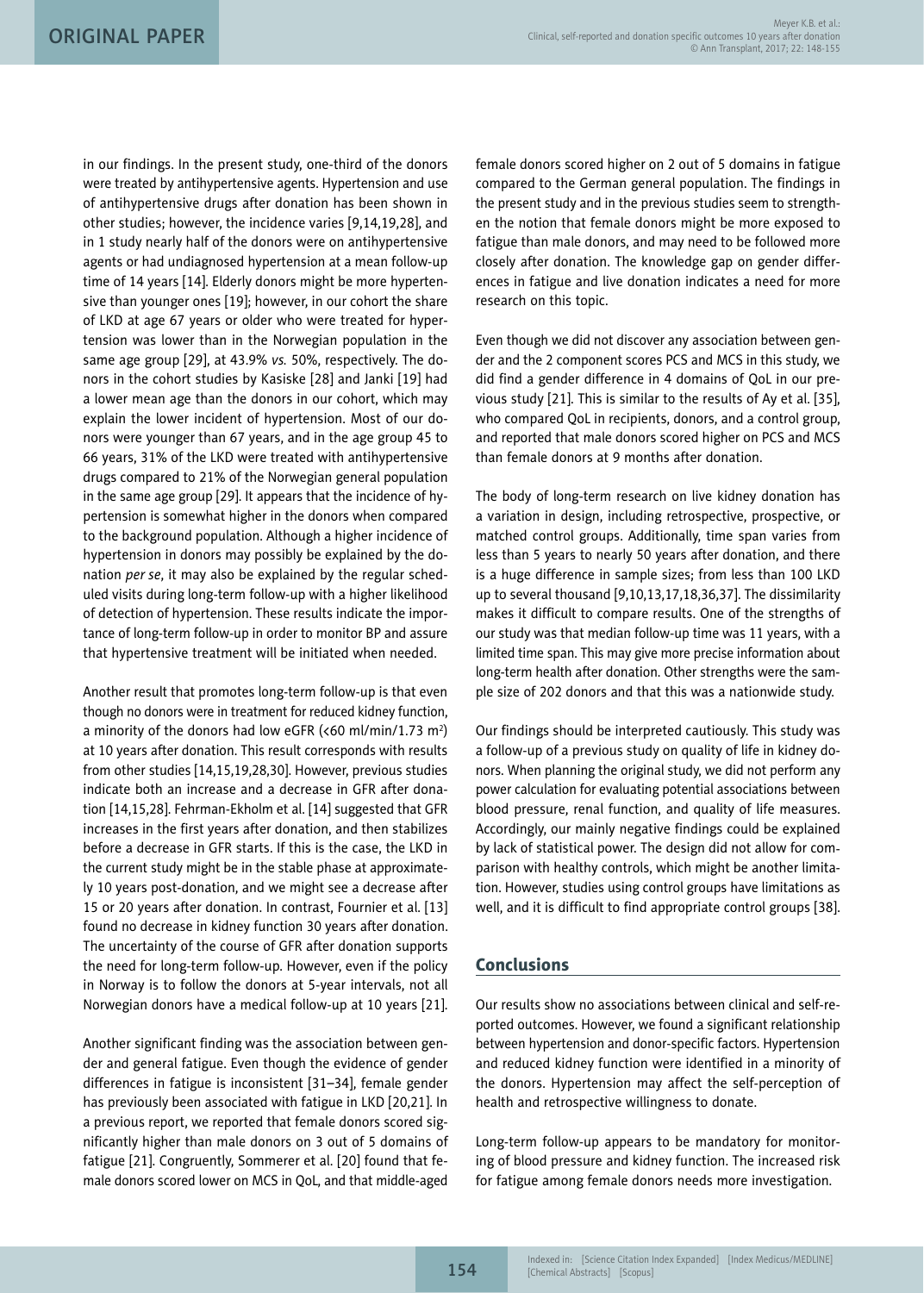in our findings. In the present study, one-third of the donors were treated by antihypertensive agents. Hypertension and use of antihypertensive drugs after donation has been shown in other studies; however, the incidence varies [9,14,19,28], and in 1 study nearly half of the donors were on antihypertensive agents or had undiagnosed hypertension at a mean follow-up time of 14 years [14]. Elderly donors might be more hypertensive than younger ones [19]; however, in our cohort the share of LKD at age 67 years or older who were treated for hypertension was lower than in the Norwegian population in the same age group [29], at 43.9% *vs.* 50%, respectively. The donors in the cohort studies by Kasiske [28] and Janki [19] had a lower mean age than the donors in our cohort, which may explain the lower incident of hypertension. Most of our donors were younger than 67 years, and in the age group 45 to 66 years, 31% of the LKD were treated with antihypertensive drugs compared to 21% of the Norwegian general population in the same age group [29]. It appears that the incidence of hypertension is somewhat higher in the donors when compared to the background population. Although a higher incidence of hypertension in donors may possibly be explained by the donation *per se*, it may also be explained by the regular scheduled visits during long-term follow-up with a higher likelihood of detection of hypertension. These results indicate the importance of long-term follow-up in order to monitor BP and assure that hypertensive treatment will be initiated when needed.

Another result that promotes long-term follow-up is that even though no donors were in treatment for reduced kidney function, a minority of the donors had low eGFR (<60 ml/min/1.73 $m^2$) at 10 years after donation. This result corresponds with results from other studies [14,15,19,28,30]. However, previous studies indicate both an increase and a decrease in GFR after donation [14,15,28]. Fehrman-Ekholm et al. [14] suggested that GFR increases in the first years after donation, and then stabilizes before a decrease in GFR starts. If this is the case, the LKD in the current study might be in the stable phase at approximately 10 years post-donation, and we might see a decrease after 15 or 20 years after donation. In contrast, Fournier et al. [13] found no decrease in kidney function 30 years after donation. The uncertainty of the course of GFR after donation supports the need for long-term follow-up. However, even if the policy in Norway is to follow the donors at 5-year intervals, not all Norwegian donors have a medical follow-up at 10 years [21].

Another significant finding was the association between gender and general fatigue. Even though the evidence of gender differences in fatigue is inconsistent [31–34], female gender has previously been associated with fatigue in LKD [20,21]. In a previous report, we reported that female donors scored significantly higher than male donors on 3 out of 5 domains of fatigue [21]. Congruently, Sommerer et al. [20] found that female donors scored lower on MCS in QoL, and that middle-aged female donors scored higher on 2 out of 5 domains in fatigue compared to the German general population. The findings in the present study and in the previous studies seem to strengthen the notion that female donors might be more exposed to fatigue than male donors, and may need to be followed more closely after donation. The knowledge gap on gender differences in fatigue and live donation indicates a need for more research on this topic.

Even though we did not discover any association between gender and the 2 component scores PCS and MCS in this study, we did find a gender difference in 4 domains of QoL in our previous study [21]. This is similar to the results of Ay et al. [35], who compared QoL in recipients, donors, and a control group, and reported that male donors scored higher on PCS and MCS than female donors at 9 months after donation.

The body of long-term research on live kidney donation has a variation in design, including retrospective, prospective, or matched control groups. Additionally, time span varies from less than 5 years to nearly 50 years after donation, and there is a huge difference in sample sizes; from less than 100 LKD up to several thousand [9,10,13,17,18,36,37]. The dissimilarity makes it difficult to compare results. One of the strengths of our study was that median follow-up time was 11 years, with a limited time span. This may give more precise information about long-term health after donation. Other strengths were the sample size of 202 donors and that this was a nationwide study.

Our findings should be interpreted cautiously. This study was a follow-up of a previous study on quality of life in kidney donors. When planning the original study, we did not perform any power calculation for evaluating potential associations between blood pressure, renal function, and quality of life measures. Accordingly, our mainly negative findings could be explained by lack of statistical power. The design did not allow for comparison with healthy controls, which might be another limitation. However, studies using control groups have limitations as well, and it is difficult to find appropriate control groups [38].

## Conclusions

Our results show no associations between clinical and self-reported outcomes. However, we found a significant relationship between hypertension and donor-specific factors. Hypertension and reduced kidney function were identified in a minority of the donors. Hypertension may affect the self-perception of health and retrospective willingness to donate.

Long-term follow-up appears to be mandatory for monitoring of blood pressure and kidney function. The increased risk for fatigue among female donors needs more investigation.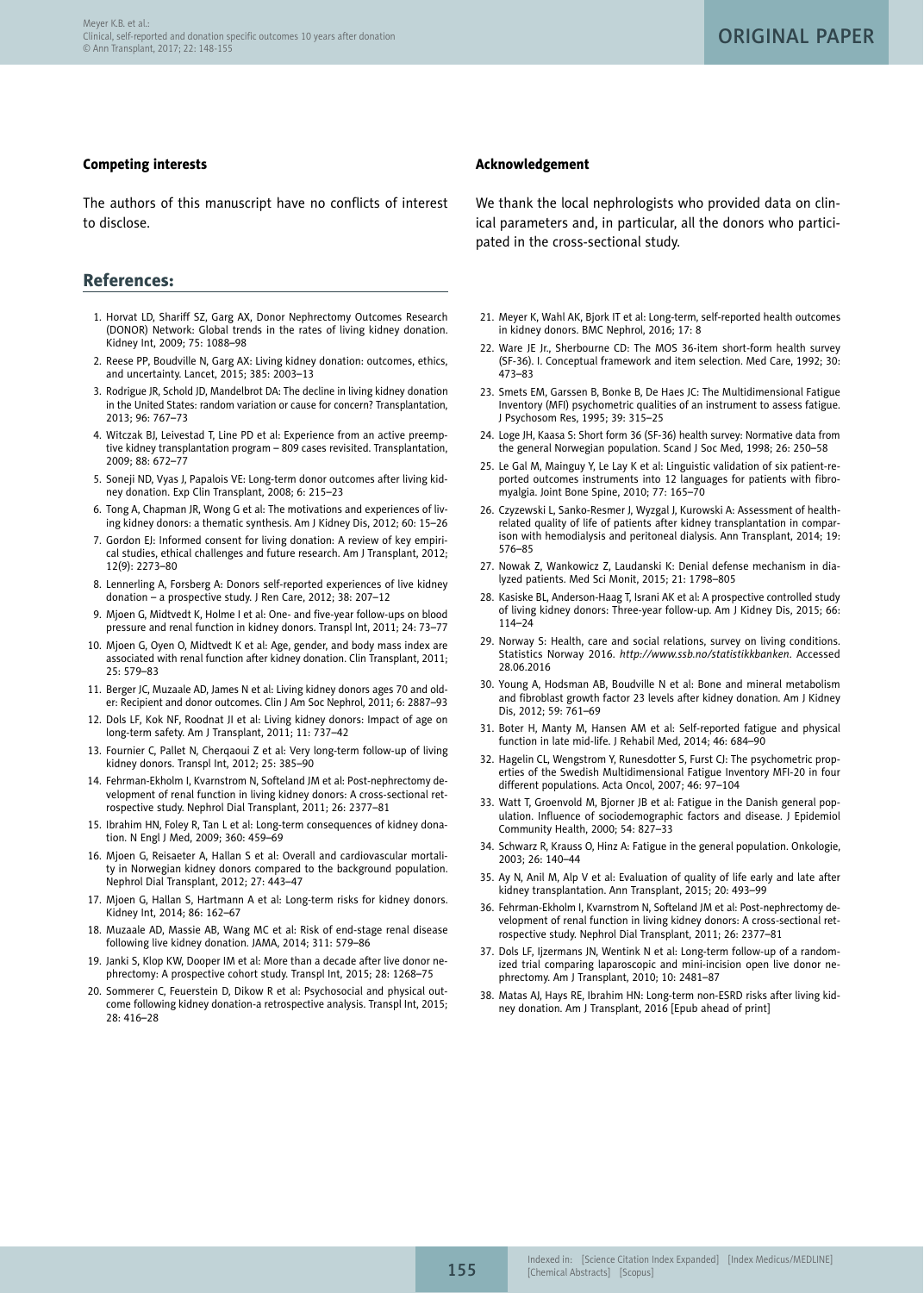### Competing interests

The authors of this manuscript have no conflicts of interest to disclose.

## References:

1. Horvat LD, Shariff SZ, Garg AX, Donor Nephrectomy Outcomes Research (DONOR) Network: Global trends in the rates of living kidney donation. Kidney Int, 2009; 75: 1088–98
2. Reese PP, Boudville N, Garg AX: Living kidney donation: outcomes, ethics, and uncertainty. Lancet, 2015; 385: 2003–13
3. Rodrigue JR, Schold JD, Mandelbrot DA: The decline in living kidney donation in the United States: random variation or cause for concern? Transplantation, 2013; 96: 767–73
4. Witczak BJ, Leivestad T, Line PD et al: Experience from an active preemptive kidney transplantation program – 809 cases revisited. Transplantation, 2009; 88: 672–77
5. Soneji ND, Vyas J, Papalois VE: Long-term donor outcomes after living kidney donation. Exp Clin Transplant, 2008; 6: 215–23
6. Tong A, Chapman JR, Wong G et al: The motivations and experiences of living kidney donors: a thematic synthesis. Am J Kidney Dis, 2012; 60: 15–26
7. Gordon EJ: Informed consent for living donation: A review of key empirical studies, ethical challenges and future research. Am J Transplant, 2012; 12(9): 2273–80
8. Lennerling A, Forsberg A: Donors self-reported experiences of live kidney donation – a prospective study. J Ren Care, 2012; 38: 207–12
9. Mjoen G, Midtvedt K, Holme I et al: One- and five-year follow-ups on blood pressure and renal function in kidney donors. Transpl Int, 2011; 24: 73–77
10. Mjoen G, Oyen O, Midtvedt K et al: Age, gender, and body mass index are associated with renal function after kidney donation. Clin Transplant, 2011; 25: 579–83
11. Berger JC, Muzaale AD, James N et al: Living kidney donors ages 70 and older: Recipient and donor outcomes. Clin J Am Soc Nephrol, 2011; 6: 2887–93
12. Dols LF, Kok NF, Roodnat JI et al: Living kidney donors: Impact of age on long-term safety. Am J Transplant, 2011; 11: 737–42
13. Fournier C, Pallet N, Cherqaoui Z et al: Very long-term follow-up of living kidney donors. Transpl Int, 2012; 25: 385–90
14. Fehrman-Ekholm I, Kvarnstrom N, Softeland JM et al: Post-nephrectomy development of renal function in living kidney donors: A cross-sectional retrospective study. Nephrol Dial Transplant, 2011; 26: 2377–81
15. Ibrahim HN, Foley R, Tan L et al: Long-term consequences of kidney donation. N Engl J Med, 2009; 360: 459–69
16. Mjoen G, Reisaeter A, Hallan S et al: Overall and cardiovascular mortality in Norwegian kidney donors compared to the background population. Nephrol Dial Transplant, 2012; 27: 443–47
17. Mjoen G, Hallan S, Hartmann A et al: Long-term risks for kidney donors. Kidney Int, 2014; 86: 162–67
18. Muzaale AD, Massie AB, Wang MC et al: Risk of end-stage renal disease following live kidney donation. JAMA, 2014; 311: 579–86
19. Janki S, Klop KW, Dooper IM et al: More than a decade after live donor nephrectomy: A prospective cohort study. Transpl Int, 2015; 28: 1268–75
20. Sommerer C, Feuerstein D, Dikow R et al: Psychosocial and physical outcome following kidney donation-a retrospective analysis. Transpl Int, 2015; 28: 416–28
21. Meyer K, Wahl AK, Bjork IT et al: Long-term, self-reported health outcomes in kidney donors. BMC Nephrol, 2016; 17: 8
22. Ware JE Jr., Sherbourne CD: The MOS 36-item short-form health survey (SF-36). I. Conceptual framework and item selection. Med Care, 1992; 30: 473–83
23. Smets EM, Garssen B, Bonke B, De Haes JC: The Multidimensional Fatigue Inventory (MFI) psychometric qualities of an instrument to assess fatigue. J Psychosom Res, 1995; 39: 315–25
24. Loge JH, Kaasa S: Short form 36 (SF-36) health survey: Normative data from the general Norwegian population. Scand J Soc Med, 1998; 26: 250–58
25. Le Gal M, Mainguy Y, Le Lay K et al: Linguistic validation of six patient-reported outcomes instruments into 12 languages for patients with fibromyalgia. Joint Bone Spine, 2010; 77: 165–70
26. Czyzewski L, Sanko-Resmer J, Wyzgal J, Kurowski A: Assessment of health-related quality of life of patients after kidney transplantation in comparison with hemodialysis and peritoneal dialysis. Ann Transplant, 2014; 19: 576–85
27. Nowak Z, Wankowicz Z, Laudanski K: Denial defense mechanism in dialyzed patients. Med Sci Monit, 2015; 21: 1798–805
28. Kasiske BL, Anderson-Haag T, Israni AK et al: A prospective controlled study of living kidney donors: Three-year follow-up. Am J Kidney Dis, 2015; 66: 114–24
29. Norway S: Health, care and social relations, survey on living conditions. Statistics Norway 2016. *http://www.ssb.no/statistikkbanken*. Accessed 28.06.2016
30. Young A, Hodsman AB, Boudville N et al: Bone and mineral metabolism and fibroblast growth factor 23 levels after kidney donation. Am J Kidney Dis, 2012; 59: 761–69
31. Boter H, Manty M, Hansen AM et al: Self-reported fatigue and physical function in late mid-life. J Rehabil Med, 2014; 46: 684–90
32. Hagelin CL, Wengstrom Y, Runesdotter S, Furst CJ: The psychometric properties of the Swedish Multidimensional Fatigue Inventory MFI-20 in four different populations. Acta Oncol, 2007; 46: 97–104
33. Watt T, Groenvold M, Bjorner JB et al: Fatigue in the Danish general population. Influence of sociodemographic factors and disease. J Epidemiol Community Health, 2000; 54: 827–33
34. Schwarz R, Krauss O, Hinz A: Fatigue in the general population. Onkologie, 2003; 26: 140–44
35. Ay N, Anil M, Alp V et al: Evaluation of quality of life early and late after kidney transplantation. Ann Transplant, 2015; 20: 493–99
36. Fehrman-Ekholm I, Kvarnstrom N, Softeland JM et al: Post-nephrectomy development of renal function in living kidney donors: A cross-sectional retrospective study. Nephrol Dial Transplant, 2011; 26: 2377–81
37. Dols LF, Ijzermans JN, Wentink N et al: Long-term follow-up of a randomized trial comparing laparoscopic and mini-incision open live donor nephrectomy. Am J Transplant, 2010; 10: 2481–87
38. Matas AJ, Hays RE, Ibrahim HN: Long-term non-ESRD risks after living kidney donation. Am J Transplant, 2016 [Epub ahead of print]

### Acknowledgement

We thank the local nephrologists who provided data on clinical parameters and, in particular, all the donors who participated in the cross-sectional study.